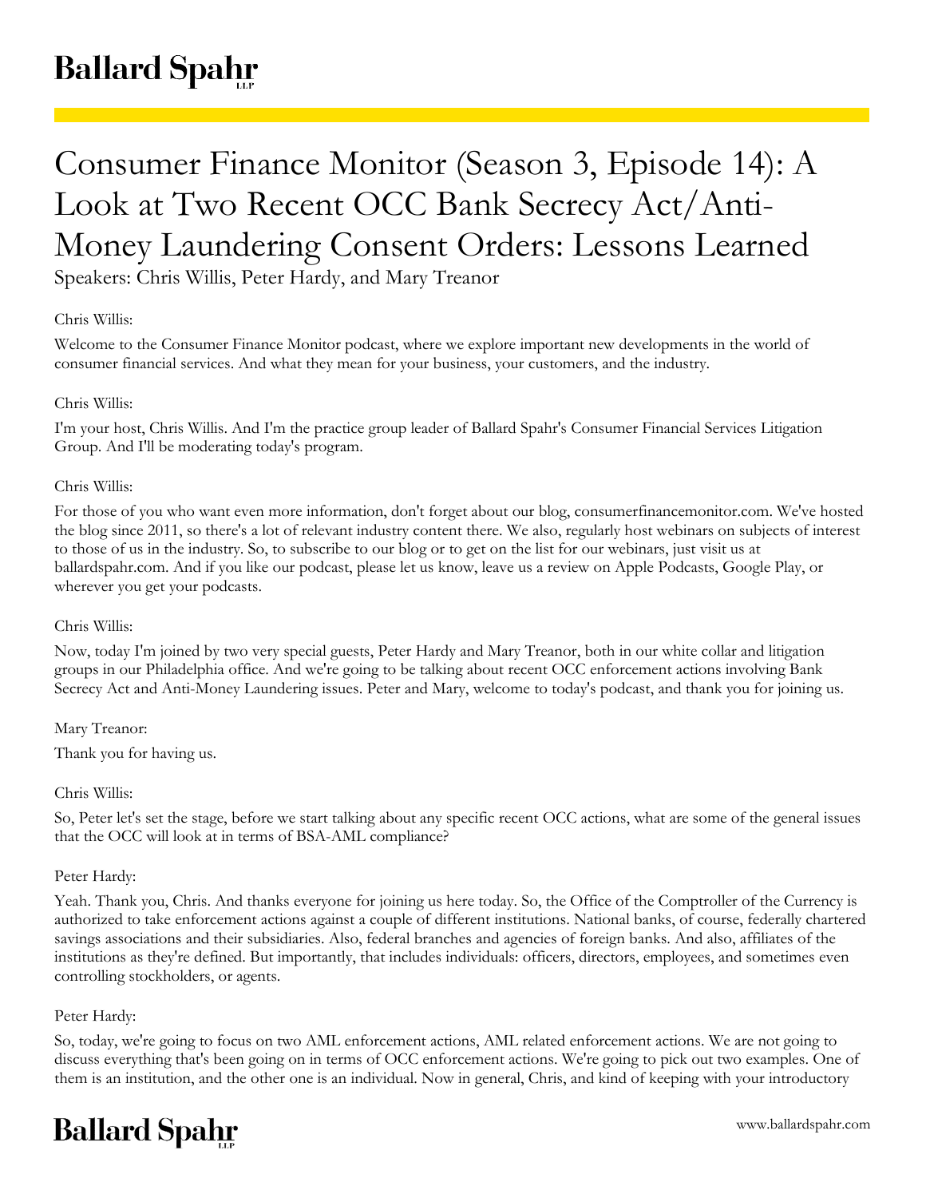# Consumer Finance Monitor (Season 3, Episode 14): A Look at Two Recent OCC Bank Secrecy Act/Anti-Money Laundering Consent Orders: Lessons Learned

Speakers: Chris Willis, Peter Hardy, and Mary Treanor

Chris Willis:

Welcome to the Consumer Finance Monitor podcast, where we explore important new developments in the world of consumer financial services. And what they mean for your business, your customers, and the industry.

Chris Willis:

I'm your host, Chris Willis. And I'm the practice group leader of Ballard Spahr's Consumer Financial Services Litigation Group. And I'll be moderating today's program.

Chris Willis:

For those of you who want even more information, don't forget about our blog, consumerfinancemonitor.com. We've hosted the blog since 2011, so there's a lot of relevant industry content there. We also, regularly host webinars on subjects of interest to those of us in the industry. So, to subscribe to our blog or to get on the list for our webinars, just visit us at ballardspahr.com. And if you like our podcast, please let us know, leave us a review on Apple Podcasts, Google Play, or wherever you get your podcasts.

Chris Willis:

Now, today I'm joined by two very special guests, Peter Hardy and Mary Treanor, both in our white collar and litigation groups in our Philadelphia office. And we're going to be talking about recent OCC enforcement actions involving Bank Secrecy Act and Anti-Money Laundering issues. Peter and Mary, welcome to today's podcast, and thank you for joining us.

Mary Treanor:

Thank you for having us.

Chris Willis:

So, Peter let's set the stage, before we start talking about any specific recent OCC actions, what are some of the general issues that the OCC will look at in terms of BSA-AML compliance?

Peter Hardy:

Yeah. Thank you, Chris. And thanks everyone for joining us here today. So, the Office of the Comptroller of the Currency is authorized to take enforcement actions against a couple of different institutions. National banks, of course, federally chartered savings associations and their subsidiaries. Also, federal branches and agencies of foreign banks. And also, affiliates of the institutions as they're defined. But importantly, that includes individuals: officers, directors, employees, and sometimes even controlling stockholders, or agents.

Peter Hardy:

So, today, we're going to focus on two AML enforcement actions, AML related enforcement actions. We are not going to discuss everything that's been going on in terms of OCC enforcement actions. We're going to pick out two examples. One of them is an institution, and the other one is an individual. Now in general, Chris, and kind of keeping with your introductory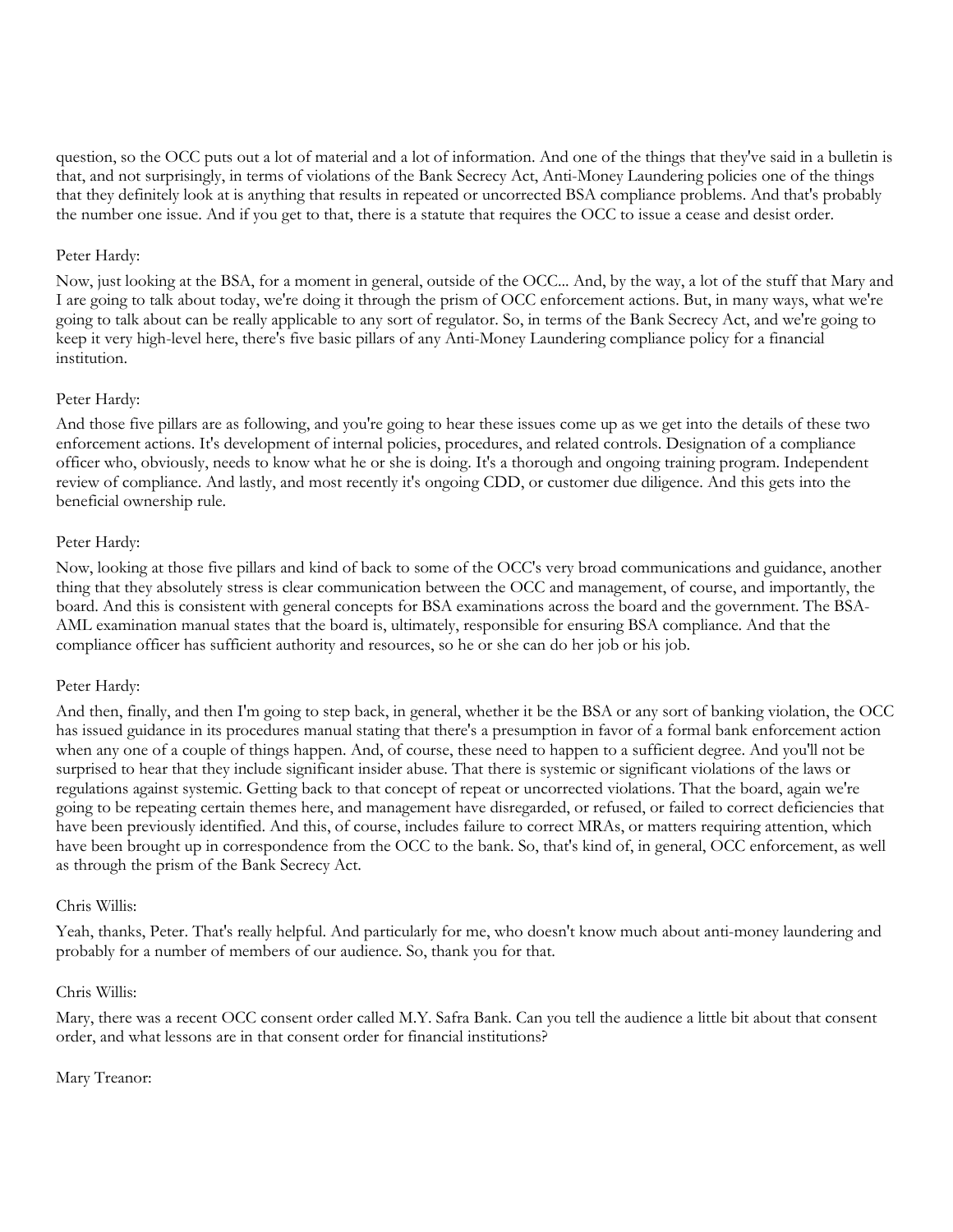question, so the OCC puts out a lot of material and a lot of information. And one of the things that they've said in a bulletin is that, and not surprisingly, in terms of violations of the Bank Secrecy Act, Anti-Money Laundering policies one of the things that they definitely look at is anything that results in repeated or uncorrected BSA compliance problems. And that's probably the number one issue. And if you get to that, there is a statute that requires the OCC to issue a cease and desist order.

Peter Hardy:

Now, just looking at the BSA, for a moment in general, outside of the OCC... And, by the way, a lot of the stuff that Mary and I are going to talk about today, we're doing it through the prism of OCC enforcement actions. But, in many ways, what we're going to talk about can be really applicable to any sort of regulator. So, in terms of the Bank Secrecy Act, and we're going to keep it very high-level here, there's five basic pillars of any Anti-Money Laundering compliance policy for a financial institution.

Peter Hardy:

And those five pillars are as following, and you're going to hear these issues come up as we get into the details of these two enforcement actions. It's development of internal policies, procedures, and related controls. Designation of a compliance officer who, obviously, needs to know what he or she is doing. It's a thorough and ongoing training program. Independent review of compliance. And lastly, and most recently it's ongoing CDD, or customer due diligence. And this gets into the beneficial ownership rule.

Peter Hardy:

Now, looking at those five pillars and kind of back to some of the OCC's very broad communications and guidance, another thing that they absolutely stress is clear communication between the OCC and management, of course, and importantly, the board. And this is consistent with general concepts for BSA examinations across the board and the government. The BSA-AML examination manual states that the board is, ultimately, responsible for ensuring BSA compliance. And that the compliance officer has sufficient authority and resources, so he or she can do her job or his job.

Peter Hardy:

And then, finally, and then I'm going to step back, in general, whether it be the BSA or any sort of banking violation, the OCC has issued guidance in its procedures manual stating that there's a presumption in favor of a formal bank enforcement action when any one of a couple of things happen. And, of course, these need to happen to a sufficient degree. And you'll not be surprised to hear that they include significant insider abuse. That there is systemic or significant violations of the laws or regulations against systemic. Getting back to that concept of repeat or uncorrected violations. That the board, again we're going to be repeating certain themes here, and management have disregarded, or refused, or failed to correct deficiencies that have been previously identified. And this, of course, includes failure to correct MRAs, or matters requiring attention, which have been brought up in correspondence from the OCC to the bank. So, that's kind of, in general, OCC enforcement, as well as through the prism of the Bank Secrecy Act.

Chris Willis:

Yeah, thanks, Peter. That's really helpful. And particularly for me, who doesn't know much about anti-money laundering and probably for a number of members of our audience. So, thank you for that.

Chris Willis:

Mary, there was a recent OCC consent order called M.Y. Safra Bank. Can you tell the audience a little bit about that consent order, and what lessons are in that consent order for financial institutions?

Mary Treanor: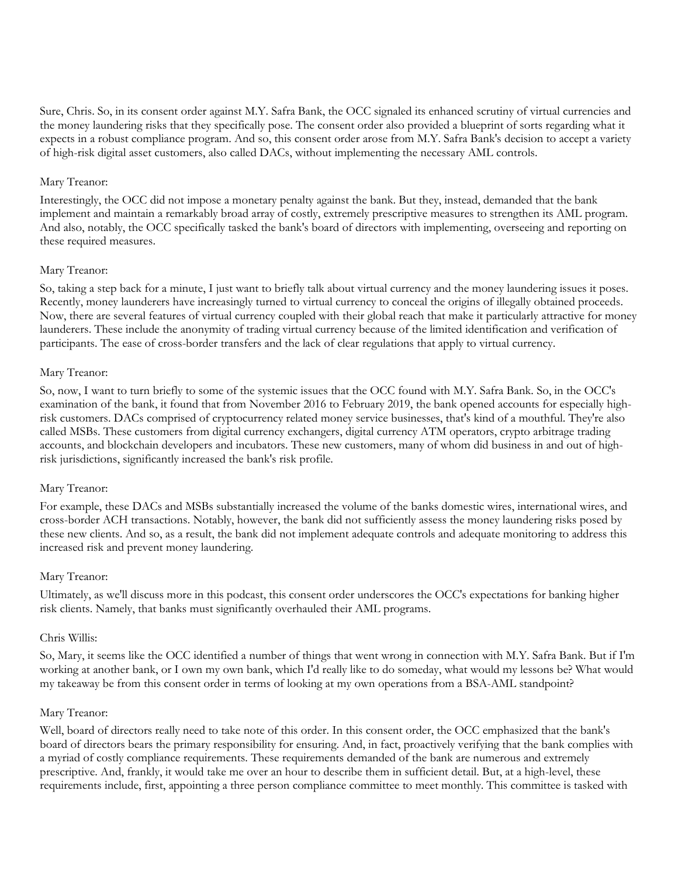Sure, Chris. So, in its consent order against M.Y. Safra Bank, the OCC signaled its enhanced scrutiny of virtual currencies and the money laundering risks that they specifically pose. The consent order also provided a blueprint of sorts regarding what it expects in a robust compliance program. And so, this consent order arose from M.Y. Safra Bank's decision to accept a variety of high-risk digital asset customers, also called DACs, without implementing the necessary AML controls.

Mary Treanor:

Interestingly, the OCC did not impose a monetary penalty against the bank. But they, instead, demanded that the bank implement and maintain a remarkably broad array of costly, extremely prescriptive measures to strengthen its AML program. And also, notably, the OCC specifically tasked the bank's board of directors with implementing, overseeing and reporting on these required measures.

Mary Treanor:

So, taking a step back for a minute, I just want to briefly talk about virtual currency and the money laundering issues it poses. Recently, money launderers have increasingly turned to virtual currency to conceal the origins of illegally obtained proceeds. Now, there are several features of virtual currency coupled with their global reach that make it particularly attractive for money launderers. These include the anonymity of trading virtual currency because of the limited identification and verification of participants. The ease of cross-border transfers and the lack of clear regulations that apply to virtual currency.

Mary Treanor:

So, now, I want to turn briefly to some of the systemic issues that the OCC found with M.Y. Safra Bank. So, in the OCC's examination of the bank, it found that from November 2016 to February 2019, the bank opened accounts for especially high-risk customers. DACs comprised of cryptocurrency related money service businesses, that's kind of a mouthful. They're also called MSBs. These customers from digital currency exchangers, digital currency ATM operators, crypto arbitrage trading accounts, and blockchain developers and incubators. These new customers, many of whom did business in and out of high-risk jurisdictions, significantly increased the bank's risk profile.

Mary Treanor:

For example, these DACs and MSBs substantially increased the volume of the banks domestic wires, international wires, and cross-border ACH transactions. Notably, however, the bank did not sufficiently assess the money laundering risks posed by these new clients. And so, as a result, the bank did not implement adequate controls and adequate monitoring to address this increased risk and prevent money laundering.

Mary Treanor:

Ultimately, as we'll discuss more in this podcast, this consent order underscores the OCC's expectations for banking higher risk clients. Namely, that banks must significantly overhauled their AML programs.

Chris Willis:

So, Mary, it seems like the OCC identified a number of things that went wrong in connection with M.Y. Safra Bank. But if I'm working at another bank, or I own my own bank, which I'd really like to do someday, what would my lessons be? What would my takeaway be from this consent order in terms of looking at my own operations from a BSA-AML standpoint?

Mary Treanor:

Well, board of directors really need to take note of this order. In this consent order, the OCC emphasized that the bank's board of directors bears the primary responsibility for ensuring. And, in fact, proactively verifying that the bank complies with a myriad of costly compliance requirements. These requirements demanded of the bank are numerous and extremely prescriptive. And, frankly, it would take me over an hour to describe them in sufficient detail. But, at a high-level, these requirements include, first, appointing a three person compliance committee to meet monthly. This committee is tasked with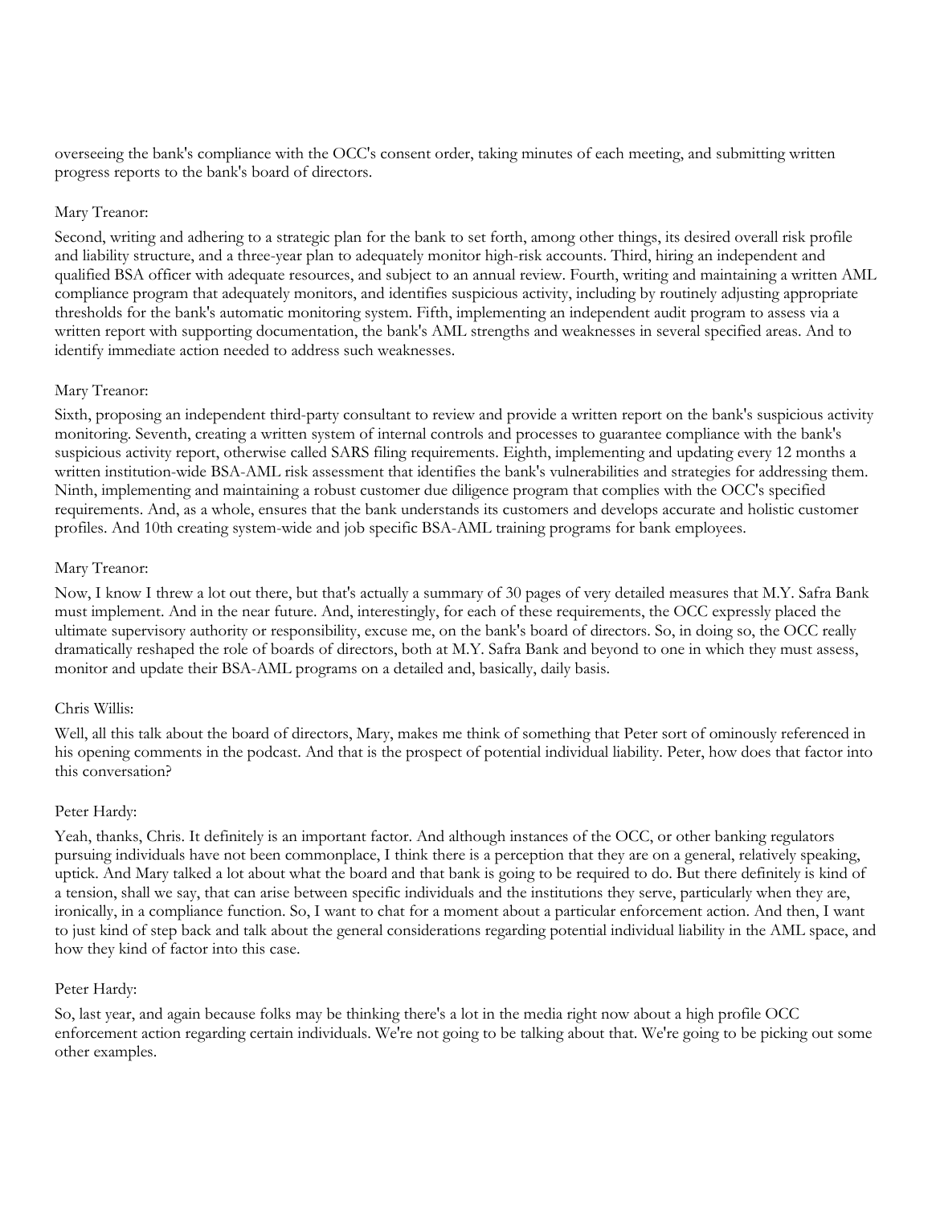overseeing the bank's compliance with the OCC's consent order, taking minutes of each meeting, and submitting written progress reports to the bank's board of directors.

Mary Treanor:

Second, writing and adhering to a strategic plan for the bank to set forth, among other things, its desired overall risk profile and liability structure, and a three-year plan to adequately monitor high-risk accounts. Third, hiring an independent and qualified BSA officer with adequate resources, and subject to an annual review. Fourth, writing and maintaining a written AML compliance program that adequately monitors, and identifies suspicious activity, including by routinely adjusting appropriate thresholds for the bank's automatic monitoring system. Fifth, implementing an independent audit program to assess via a written report with supporting documentation, the bank's AML strengths and weaknesses in several specified areas. And to identify immediate action needed to address such weaknesses.

Mary Treanor:

Sixth, proposing an independent third-party consultant to review and provide a written report on the bank's suspicious activity monitoring. Seventh, creating a written system of internal controls and processes to guarantee compliance with the bank's suspicious activity report, otherwise called SARS filing requirements. Eighth, implementing and updating every 12 months a written institution-wide BSA-AML risk assessment that identifies the bank's vulnerabilities and strategies for addressing them. Ninth, implementing and maintaining a robust customer due diligence program that complies with the OCC's specified requirements. And, as a whole, ensures that the bank understands its customers and develops accurate and holistic customer profiles. And 10th creating system-wide and job specific BSA-AML training programs for bank employees.

Mary Treanor:

Now, I know I threw a lot out there, but that's actually a summary of 30 pages of very detailed measures that M.Y. Safra Bank must implement. And in the near future. And, interestingly, for each of these requirements, the OCC expressly placed the ultimate supervisory authority or responsibility, excuse me, on the bank's board of directors. So, in doing so, the OCC really dramatically reshaped the role of boards of directors, both at M.Y. Safra Bank and beyond to one in which they must assess, monitor and update their BSA-AML programs on a detailed and, basically, daily basis.

Chris Willis:

Well, all this talk about the board of directors, Mary, makes me think of something that Peter sort of ominously referenced in his opening comments in the podcast. And that is the prospect of potential individual liability. Peter, how does that factor into this conversation?

Peter Hardy:

Yeah, thanks, Chris. It definitely is an important factor. And although instances of the OCC, or other banking regulators pursuing individuals have not been commonplace, I think there is a perception that they are on a general, relatively speaking, uptick. And Mary talked a lot about what the board and that bank is going to be required to do. But there definitely is kind of a tension, shall we say, that can arise between specific individuals and the institutions they serve, particularly when they are, ironically, in a compliance function. So, I want to chat for a moment about a particular enforcement action. And then, I want to just kind of step back and talk about the general considerations regarding potential individual liability in the AML space, and how they kind of factor into this case.

Peter Hardy:

So, last year, and again because folks may be thinking there's a lot in the media right now about a high profile OCC enforcement action regarding certain individuals. We're not going to be talking about that. We're going to be picking out some other examples.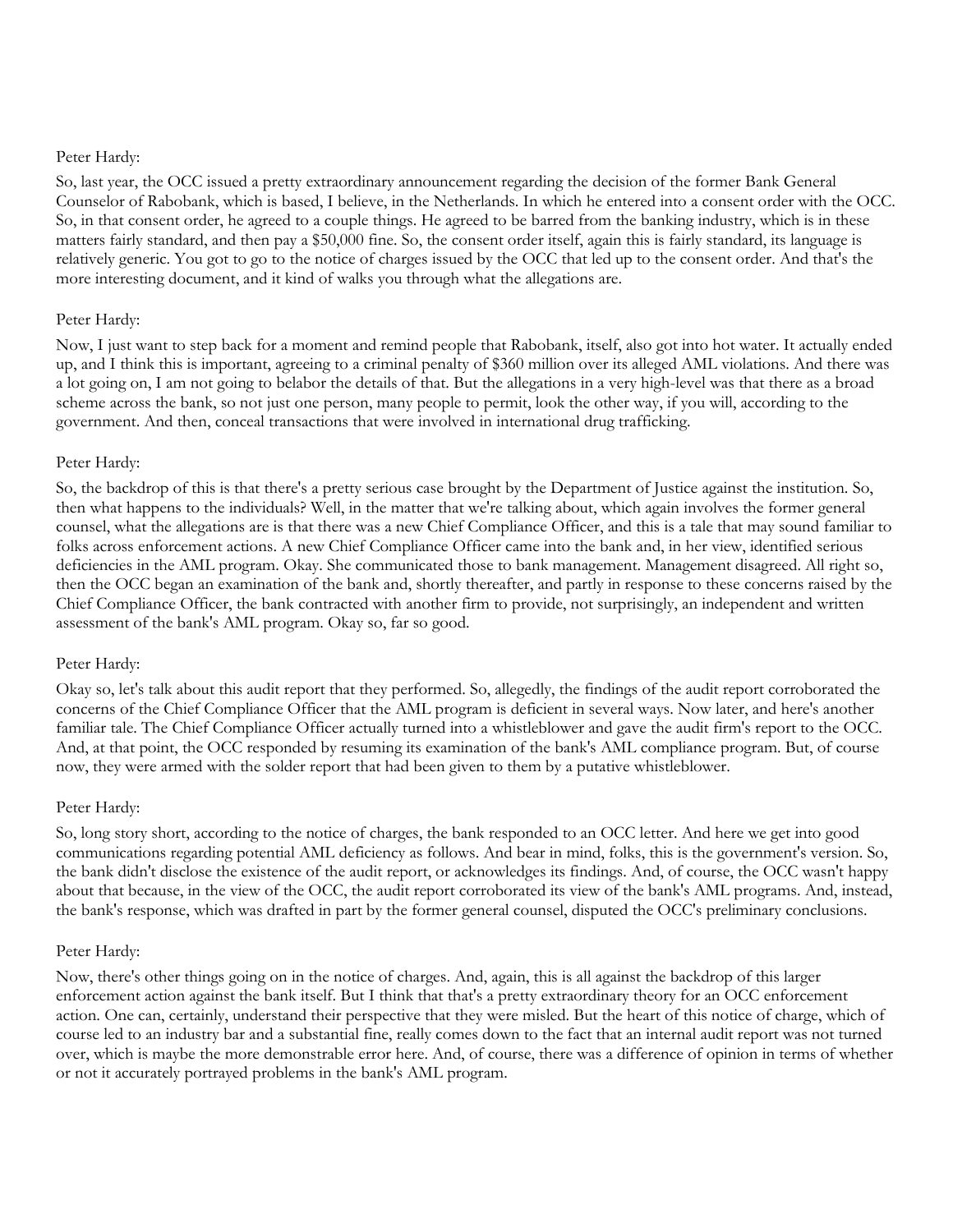Peter Hardy:

So, last year, the OCC issued a pretty extraordinary announcement regarding the decision of the former Bank General Counselor of Rabobank, which is based, I believe, in the Netherlands. In which he entered into a consent order with the OCC. So, in that consent order, he agreed to a couple things. He agreed to be barred from the banking industry, which is in these matters fairly standard, and then pay a $50,000 fine. So, the consent order itself, again this is fairly standard, its language is relatively generic. You got to go to the notice of charges issued by the OCC that led up to the consent order. And that's the more interesting document, and it kind of walks you through what the allegations are.

Peter Hardy:

Now, I just want to step back for a moment and remind people that Rabobank, itself, also got into hot water. It actually ended up, and I think this is important, agreeing to a criminal penalty of $360 million over its alleged AML violations. And there was a lot going on, I am not going to belabor the details of that. But the allegations in a very high-level was that there as a broad scheme across the bank, so not just one person, many people to permit, look the other way, if you will, according to the government. And then, conceal transactions that were involved in international drug trafficking.

Peter Hardy:

So, the backdrop of this is that there's a pretty serious case brought by the Department of Justice against the institution. So, then what happens to the individuals? Well, in the matter that we're talking about, which again involves the former general counsel, what the allegations are is that there was a new Chief Compliance Officer, and this is a tale that may sound familiar to folks across enforcement actions. A new Chief Compliance Officer came into the bank and, in her view, identified serious deficiencies in the AML program. Okay. She communicated those to bank management. Management disagreed. All right so, then the OCC began an examination of the bank and, shortly thereafter, and partly in response to these concerns raised by the Chief Compliance Officer, the bank contracted with another firm to provide, not surprisingly, an independent and written assessment of the bank's AML program. Okay so, far so good.

Peter Hardy:

Okay so, let's talk about this audit report that they performed. So, allegedly, the findings of the audit report corroborated the concerns of the Chief Compliance Officer that the AML program is deficient in several ways. Now later, and here's another familiar tale. The Chief Compliance Officer actually turned into a whistleblower and gave the audit firm's report to the OCC. And, at that point, the OCC responded by resuming its examination of the bank's AML compliance program. But, of course now, they were armed with the solder report that had been given to them by a putative whistleblower.

Peter Hardy:

So, long story short, according to the notice of charges, the bank responded to an OCC letter. And here we get into good communications regarding potential AML deficiency as follows. And bear in mind, folks, this is the government's version. So, the bank didn't disclose the existence of the audit report, or acknowledges its findings. And, of course, the OCC wasn't happy about that because, in the view of the OCC, the audit report corroborated its view of the bank's AML programs. And, instead, the bank's response, which was drafted in part by the former general counsel, disputed the OCC's preliminary conclusions.

Peter Hardy:

Now, there's other things going on in the notice of charges. And, again, this is all against the backdrop of this larger enforcement action against the bank itself. But I think that that's a pretty extraordinary theory for an OCC enforcement action. One can, certainly, understand their perspective that they were misled. But the heart of this notice of charge, which of course led to an industry bar and a substantial fine, really comes down to the fact that an internal audit report was not turned over, which is maybe the more demonstrable error here. And, of course, there was a difference of opinion in terms of whether or not it accurately portrayed problems in the bank's AML program.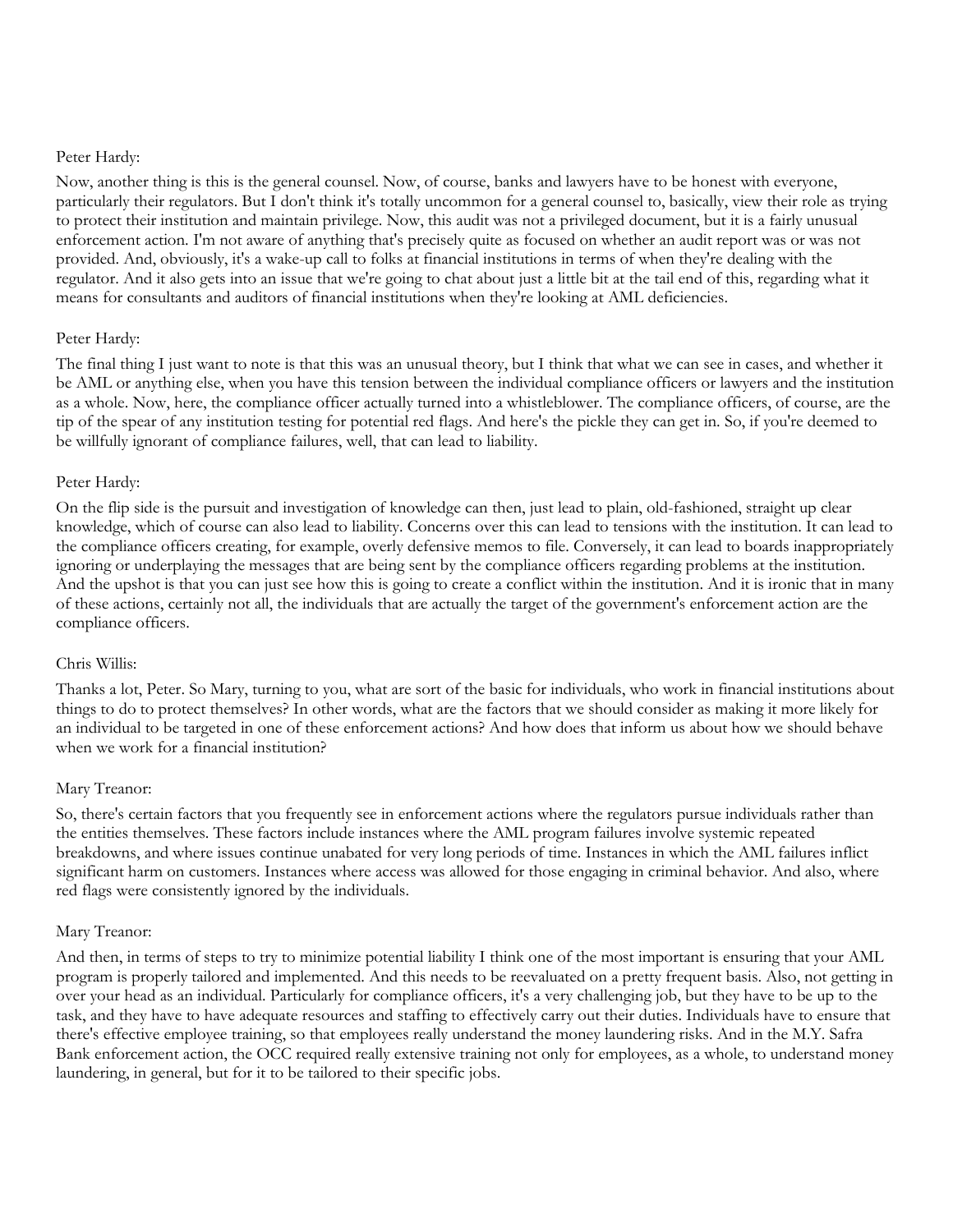Peter Hardy:

Now, another thing is this is the general counsel. Now, of course, banks and lawyers have to be honest with everyone, particularly their regulators. But I don't think it's totally uncommon for a general counsel to, basically, view their role as trying to protect their institution and maintain privilege. Now, this audit was not a privileged document, but it is a fairly unusual enforcement action. I'm not aware of anything that's precisely quite as focused on whether an audit report was or was not provided. And, obviously, it's a wake-up call to folks at financial institutions in terms of when they're dealing with the regulator. And it also gets into an issue that we're going to chat about just a little bit at the tail end of this, regarding what it means for consultants and auditors of financial institutions when they're looking at AML deficiencies.

Peter Hardy:

The final thing I just want to note is that this was an unusual theory, but I think that what we can see in cases, and whether it be AML or anything else, when you have this tension between the individual compliance officers or lawyers and the institution as a whole. Now, here, the compliance officer actually turned into a whistleblower. The compliance officers, of course, are the tip of the spear of any institution testing for potential red flags. And here's the pickle they can get in. So, if you're deemed to be willfully ignorant of compliance failures, well, that can lead to liability.

Peter Hardy:

On the flip side is the pursuit and investigation of knowledge can then, just lead to plain, old-fashioned, straight up clear knowledge, which of course can also lead to liability. Concerns over this can lead to tensions with the institution. It can lead to the compliance officers creating, for example, overly defensive memos to file. Conversely, it can lead to boards inappropriately ignoring or underplaying the messages that are being sent by the compliance officers regarding problems at the institution. And the upshot is that you can just see how this is going to create a conflict within the institution. And it is ironic that in many of these actions, certainly not all, the individuals that are actually the target of the government's enforcement action are the compliance officers.

Chris Willis:

Thanks a lot, Peter. So Mary, turning to you, what are sort of the basic for individuals, who work in financial institutions about things to do to protect themselves? In other words, what are the factors that we should consider as making it more likely for an individual to be targeted in one of these enforcement actions? And how does that inform us about how we should behave when we work for a financial institution?

Mary Treanor:

So, there's certain factors that you frequently see in enforcement actions where the regulators pursue individuals rather than the entities themselves. These factors include instances where the AML program failures involve systemic repeated breakdowns, and where issues continue unabated for very long periods of time. Instances in which the AML failures inflict significant harm on customers. Instances where access was allowed for those engaging in criminal behavior. And also, where red flags were consistently ignored by the individuals.

Mary Treanor:

And then, in terms of steps to try to minimize potential liability I think one of the most important is ensuring that your AML program is properly tailored and implemented. And this needs to be reevaluated on a pretty frequent basis. Also, not getting in over your head as an individual. Particularly for compliance officers, it's a very challenging job, but they have to be up to the task, and they have to have adequate resources and staffing to effectively carry out their duties. Individuals have to ensure that there's effective employee training, so that employees really understand the money laundering risks. And in the M.Y. Safra Bank enforcement action, the OCC required really extensive training not only for employees, as a whole, to understand money laundering, in general, but for it to be tailored to their specific jobs.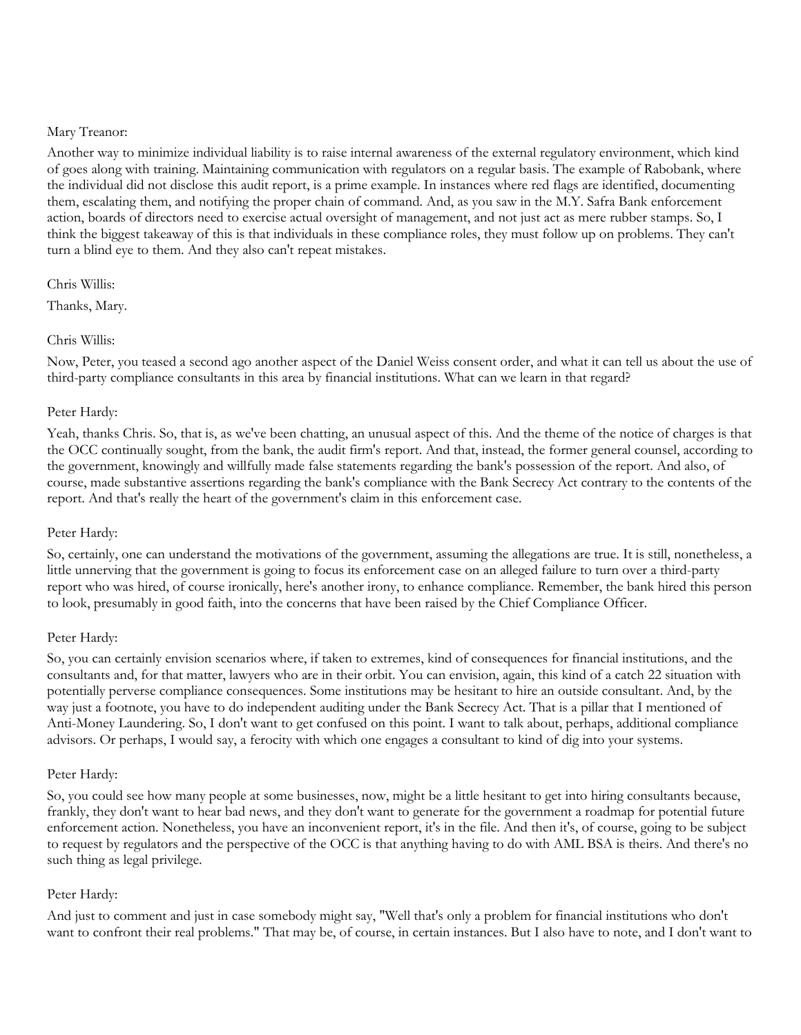Mary Treanor:

Another way to minimize individual liability is to raise internal awareness of the external regulatory environment, which kind of goes along with training. Maintaining communication with regulators on a regular basis. The example of Rabobank, where the individual did not disclose this audit report, is a prime example. In instances where red flags are identified, documenting them, escalating them, and notifying the proper chain of command. And, as you saw in the M.Y. Safra Bank enforcement action, boards of directors need to exercise actual oversight of management, and not just act as mere rubber stamps. So, I think the biggest takeaway of this is that individuals in these compliance roles, they must follow up on problems. They can't turn a blind eye to them. And they also can't repeat mistakes.

Chris Willis:

Thanks, Mary.

Chris Willis:

Now, Peter, you teased a second ago another aspect of the Daniel Weiss consent order, and what it can tell us about the use of third-party compliance consultants in this area by financial institutions. What can we learn in that regard?

Peter Hardy:

Yeah, thanks Chris. So, that is, as we've been chatting, an unusual aspect of this. And the theme of the notice of charges is that the OCC continually sought, from the bank, the audit firm's report. And that, instead, the former general counsel, according to the government, knowingly and willfully made false statements regarding the bank's possession of the report. And also, of course, made substantive assertions regarding the bank's compliance with the Bank Secrecy Act contrary to the contents of the report. And that's really the heart of the government's claim in this enforcement case.

Peter Hardy:

So, certainly, one can understand the motivations of the government, assuming the allegations are true. It is still, nonetheless, a little unnerving that the government is going to focus its enforcement case on an alleged failure to turn over a third-party report who was hired, of course ironically, here's another irony, to enhance compliance. Remember, the bank hired this person to look, presumably in good faith, into the concerns that have been raised by the Chief Compliance Officer.

Peter Hardy:

So, you can certainly envision scenarios where, if taken to extremes, kind of consequences for financial institutions, and the consultants and, for that matter, lawyers who are in their orbit. You can envision, again, this kind of a catch 22 situation with potentially perverse compliance consequences. Some institutions may be hesitant to hire an outside consultant. And, by the way just a footnote, you have to do independent auditing under the Bank Secrecy Act. That is a pillar that I mentioned of Anti-Money Laundering. So, I don't want to get confused on this point. I want to talk about, perhaps, additional compliance advisors. Or perhaps, I would say, a ferocity with which one engages a consultant to kind of dig into your systems.

Peter Hardy:

So, you could see how many people at some businesses, now, might be a little hesitant to get into hiring consultants because, frankly, they don't want to hear bad news, and they don't want to generate for the government a roadmap for potential future enforcement action. Nonetheless, you have an inconvenient report, it's in the file. And then it's, of course, going to be subject to request by regulators and the perspective of the OCC is that anything having to do with AML BSA is theirs. And there's no such thing as legal privilege.

Peter Hardy:

And just to comment and just in case somebody might say, "Well that's only a problem for financial institutions who don't want to confront their real problems." That may be, of course, in certain instances. But I also have to note, and I don't want to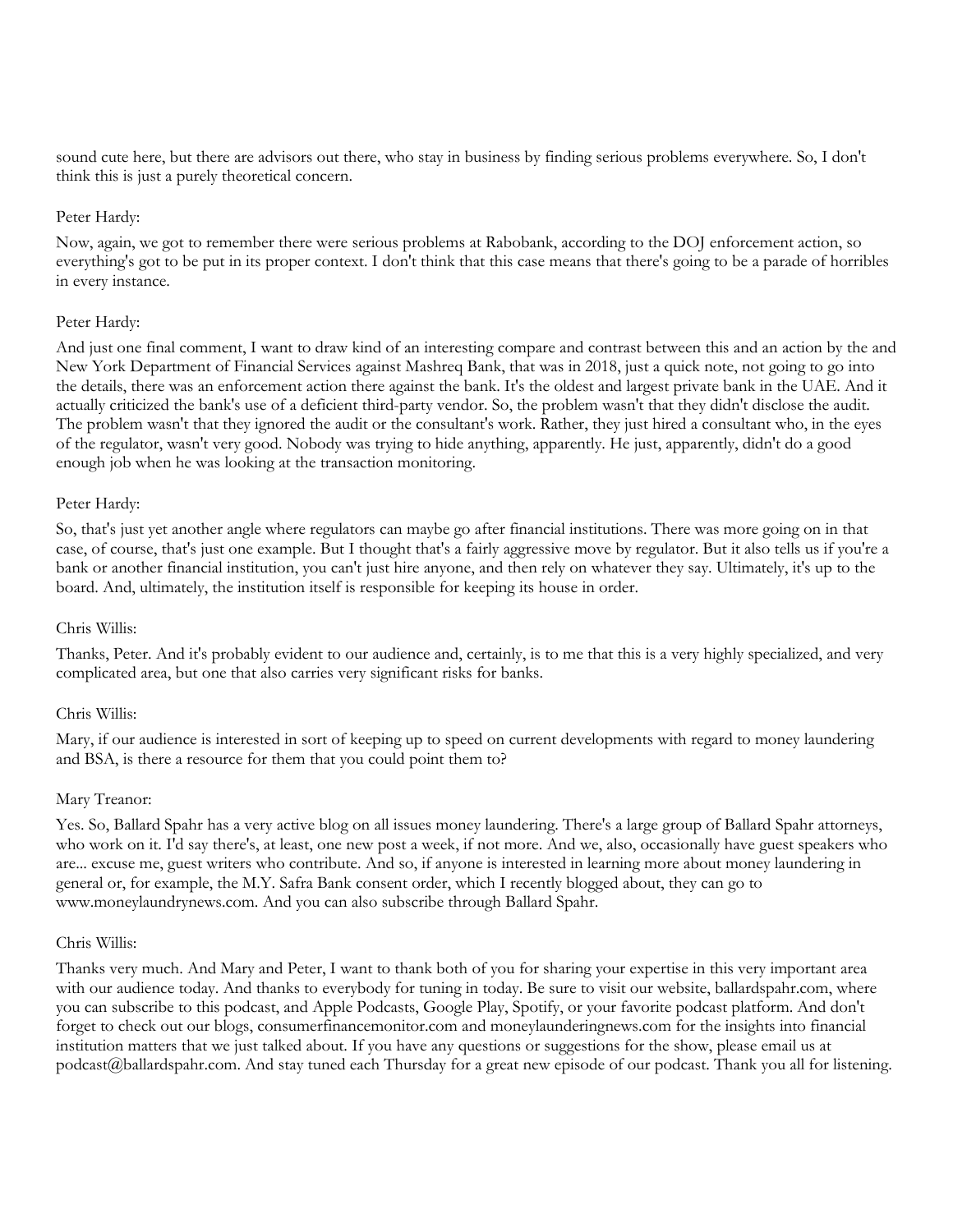sound cute here, but there are advisors out there, who stay in business by finding serious problems everywhere. So, I don't think this is just a purely theoretical concern.

Peter Hardy:

Now, again, we got to remember there were serious problems at Rabobank, according to the DOJ enforcement action, so everything's got to be put in its proper context. I don't think that this case means that there's going to be a parade of horribles in every instance.

Peter Hardy:

And just one final comment, I want to draw kind of an interesting compare and contrast between this and an action by the and New York Department of Financial Services against Mashreq Bank, that was in 2018, just a quick note, not going to go into the details, there was an enforcement action there against the bank. It's the oldest and largest private bank in the UAE. And it actually criticized the bank's use of a deficient third-party vendor. So, the problem wasn't that they didn't disclose the audit. The problem wasn't that they ignored the audit or the consultant's work. Rather, they just hired a consultant who, in the eyes of the regulator, wasn't very good. Nobody was trying to hide anything, apparently. He just, apparently, didn't do a good enough job when he was looking at the transaction monitoring.

Peter Hardy:

So, that's just yet another angle where regulators can maybe go after financial institutions. There was more going on in that case, of course, that's just one example. But I thought that's a fairly aggressive move by regulator. But it also tells us if you're a bank or another financial institution, you can't just hire anyone, and then rely on whatever they say. Ultimately, it's up to the board. And, ultimately, the institution itself is responsible for keeping its house in order.

Chris Willis:

Thanks, Peter. And it's probably evident to our audience and, certainly, is to me that this is a very highly specialized, and very complicated area, but one that also carries very significant risks for banks.

Chris Willis:

Mary, if our audience is interested in sort of keeping up to speed on current developments with regard to money laundering and BSA, is there a resource for them that you could point them to?

Mary Treanor:

Yes. So, Ballard Spahr has a very active blog on all issues money laundering. There's a large group of Ballard Spahr attorneys, who work on it. I'd say there's, at least, one new post a week, if not more. And we, also, occasionally have guest speakers who are... excuse me, guest writers who contribute. And so, if anyone is interested in learning more about money laundering in general or, for example, the M.Y. Safra Bank consent order, which I recently blogged about, they can go to www.moneylaundrynews.com. And you can also subscribe through Ballard Spahr.

Chris Willis:

Thanks very much. And Mary and Peter, I want to thank both of you for sharing your expertise in this very important area with our audience today. And thanks to everybody for tuning in today. Be sure to visit our website, ballardspahr.com, where you can subscribe to this podcast, and Apple Podcasts, Google Play, Spotify, or your favorite podcast platform. And don't forget to check out our blogs, consumerfinancemonitor.com and moneylaunderingnews.com for the insights into financial institution matters that we just talked about. If you have any questions or suggestions for the show, please email us at podcast@ballardspahr.com. And stay tuned each Thursday for a great new episode of our podcast. Thank you all for listening.